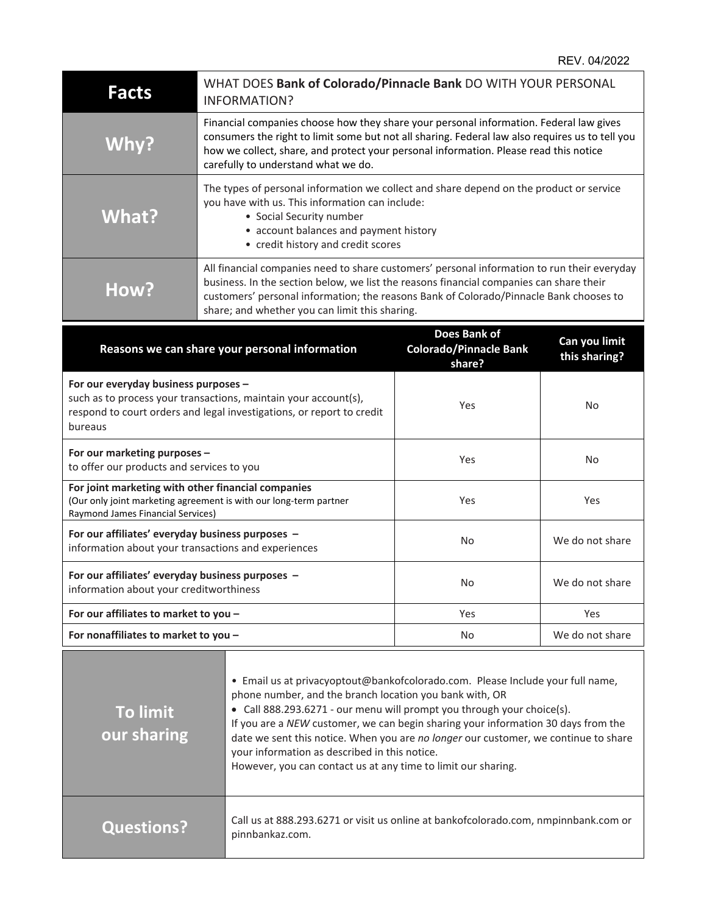REV. 04/2022

| **Facts** | WHAT DOES **Bank of Colorado/Pinnacle Bank** DO WITH YOUR PERSONAL INFORMATION? |
|---|---|
| **Why?** | Financial companies choose how they share your personal information. Federal law gives consumers the right to limit some but not all sharing. Federal law also requires us to tell you how we collect, share, and protect your personal information. Please read this notice carefully to understand what we do. |
| **What?** | The types of personal information we collect and share depend on the product or service you have with us. This information can include:<br>• Social Security number<br>• account balances and payment history<br>• credit history and credit scores |
| **How?** | All financial companies need to share customers' personal information to run their everyday business. In the section below, we list the reasons financial companies can share their customers' personal information; the reasons Bank of Colorado/Pinnacle Bank chooses to share; and whether you can limit this sharing. |

| Reasons we can share your personal information | Does Bank of Colorado/Pinnacle Bank share? | Can you limit this sharing? |
|---|---|---|
| **For our everyday business purposes –** such as to process your transactions, maintain your account(s), respond to court orders and legal investigations, or report to credit bureaus | Yes | No |
| **For our marketing purposes –** to offer our products and services to you | Yes | No |
| **For joint marketing with other financial companies** (Our only joint marketing agreement is with our long-term partner Raymond James Financial Services) | Yes | Yes |
| **For our affiliates' everyday business purposes –** information about your transactions and experiences | No | We do not share |
| **For our affiliates' everyday business purposes –** information about your creditworthiness | No | We do not share |
| **For our affiliates to market to you –** | Yes | Yes |
| **For nonaffiliates to market to you –** | No | We do not share |

| **To limit our sharing** | • Email us at privacyoptout@bankofcolorado.com. Please Include your full name, phone number, and the branch location you bank with, OR<br>• Call 888.293.6271 - our menu will prompt you through your choice(s).<br>If you are a *NEW* customer, we can begin sharing your information 30 days from the date we sent this notice. When you are *no longer* our customer, we continue to share your information as described in this notice.<br>However, you can contact us at any time to limit our sharing. |
|---|---|
| **Questions?** | Call us at 888.293.6271 or visit us online at bankofcolorado.com, nmpinnbank.com or pinnbankaz.com. |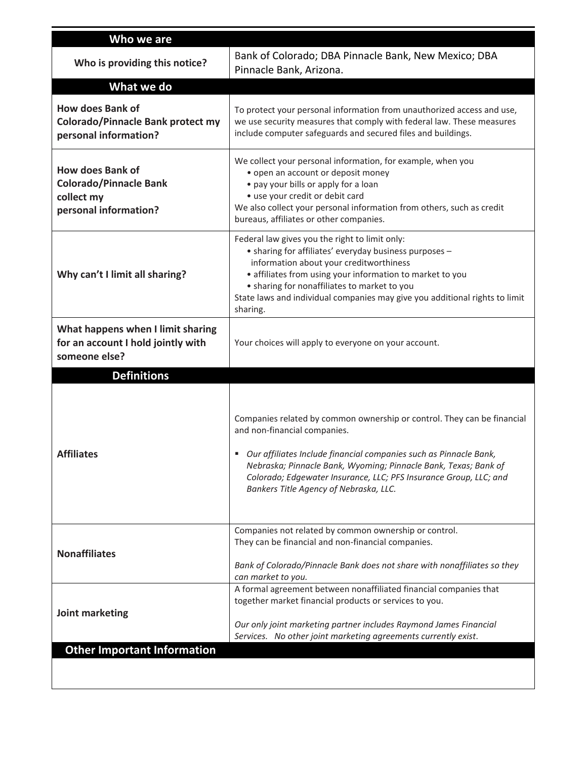| Who we are | |
|---|---|
| **Who is providing this notice?** | Bank of Colorado; DBA Pinnacle Bank, New Mexico; DBA Pinnacle Bank, Arizona. |
| **What we do** | |
| **How does Bank of Colorado/Pinnacle Bank protect my personal information?** | To protect your personal information from unauthorized access and use, we use security measures that comply with federal law. These measures include computer safeguards and secured files and buildings. |
| **How does Bank of Colorado/Pinnacle Bank collect my personal information?** | We collect your personal information, for example, when you<br>• open an account or deposit money<br>• pay your bills or apply for a loan<br>• use your credit or debit card<br>We also collect your personal information from others, such as credit bureaus, affiliates or other companies. |
| **Why can't I limit all sharing?** | Federal law gives you the right to limit only:<br>• sharing for affiliates' everyday business purposes – information about your creditworthiness<br>• affiliates from using your information to market to you<br>• sharing for nonaffiliates to market to you<br>State laws and individual companies may give you additional rights to limit sharing. |
| **What happens when I limit sharing for an account I hold jointly with someone else?** | Your choices will apply to everyone on your account. |
| **Definitions** | |
| **Affiliates** | Companies related by common ownership or control. They can be financial and non-financial companies.<br>▪ *Our affiliates Include financial companies such as Pinnacle Bank, Nebraska; Pinnacle Bank, Wyoming; Pinnacle Bank, Texas; Bank of Colorado; Edgewater Insurance, LLC; PFS Insurance Group, LLC; and Bankers Title Agency of Nebraska, LLC.* |
| **Nonaffiliates** | Companies not related by common ownership or control. They can be financial and non-financial companies.<br>*Bank of Colorado/Pinnacle Bank does not share with nonaffiliates so they can market to you.* |
| **Joint marketing** | A formal agreement between nonaffiliated financial companies that together market financial products or services to you.<br>*Our only joint marketing partner includes Raymond James Financial Services. No other joint marketing agreements currently exist.* |
| **Other Important Information** | |
| | |